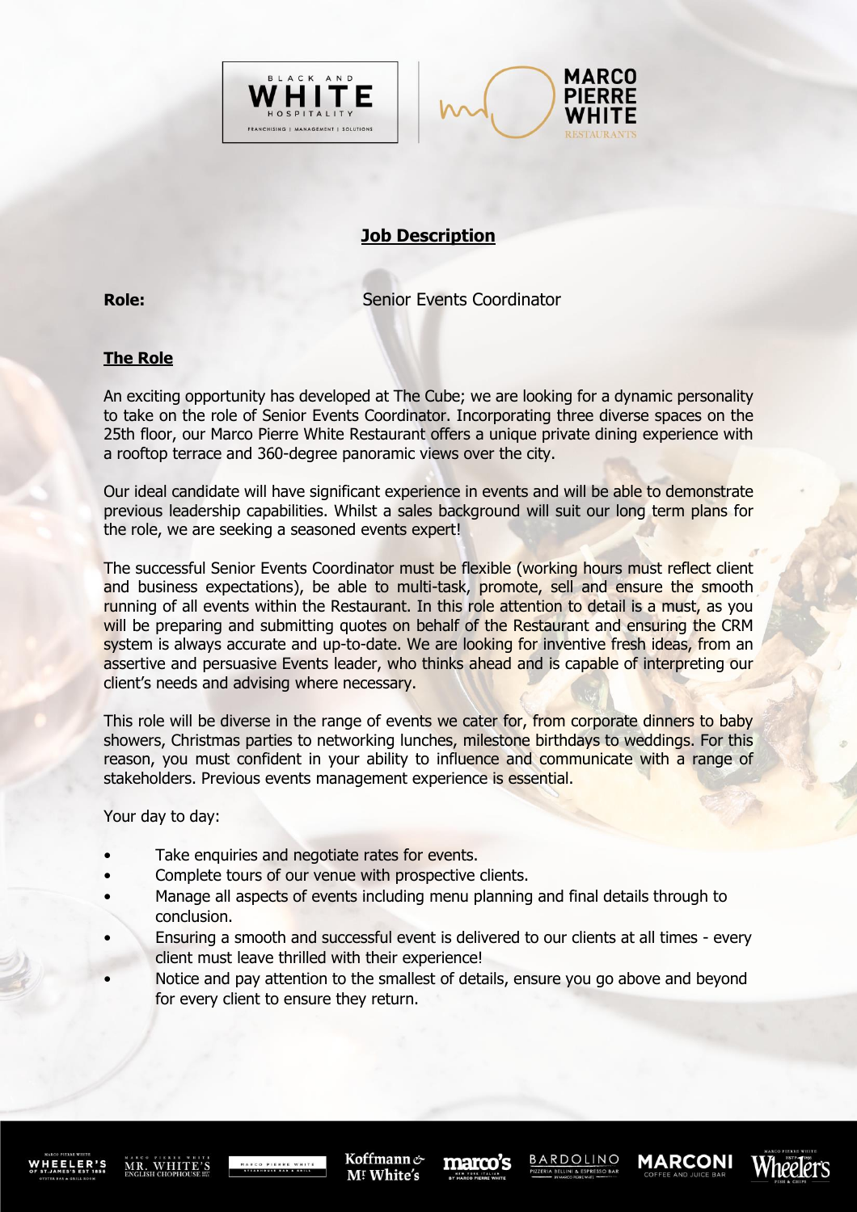## Job Description

**Role:** Senior Events Coordinator

### The Role

An exciting opportunity has developed at The Cube; we are looking for a dynamic personality to take on the role of Senior Events Coordinator. Incorporating three diverse spaces on the 25th floor, our Marco Pierre White Restaurant offers a unique private dining experience with a rooftop terrace and 360-degree panoramic views over the city.

Our ideal candidate will have significant experience in events and will be able to demonstrate previous leadership capabilities. Whilst a sales background will suit our long term plans for the role, we are seeking a seasoned events expert!

The successful Senior Events Coordinator must be flexible (working hours must reflect client and business expectations), be able to multi-task, promote, sell and ensure the smooth running of all events within the Restaurant. In this role attention to detail is a must, as you will be preparing and submitting quotes on behalf of the Restaurant and ensuring the CRM system is always accurate and up-to-date. We are looking for inventive fresh ideas, from an assertive and persuasive Events leader, who thinks ahead and is capable of interpreting our client's needs and advising where necessary.

This role will be diverse in the range of events we cater for, from corporate dinners to baby showers, Christmas parties to networking lunches, milestone birthdays to weddings. For this reason, you must confident in your ability to influence and communicate with a range of stakeholders. Previous events management experience is essential.

Your day to day:

- Take enquiries and negotiate rates for events.
- Complete tours of our venue with prospective clients.
- Manage all aspects of events including menu planning and final details through to conclusion.
- Ensuring a smooth and successful event is delivered to our clients at all times - every client must leave thrilled with their experience!
- Notice and pay attention to the smallest of details, ensure you go above and beyond for every client to ensure they return.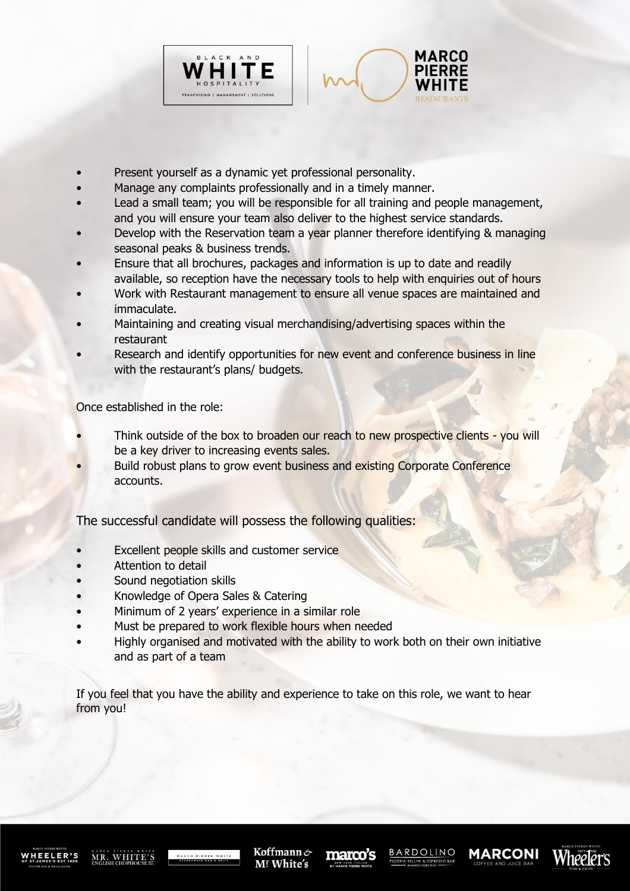- Present yourself as a dynamic yet professional personality.
- Manage any complaints professionally and in a timely manner.
- Lead a small team; you will be responsible for all training and people management, and you will ensure your team also deliver to the highest service standards.
- Develop with the Reservation team a year planner therefore identifying & managing seasonal peaks & business trends.
- Ensure that all brochures, packages and information is up to date and readily available, so reception have the necessary tools to help with enquiries out of hours
- Work with Restaurant management to ensure all venue spaces are maintained and immaculate.
- Maintaining and creating visual merchandising/advertising spaces within the restaurant
- Research and identify opportunities for new event and conference business in line with the restaurant's plans/ budgets.

Once established in the role:

- Think outside of the box to broaden our reach to new prospective clients - you will be a key driver to increasing events sales.
- Build robust plans to grow event business and existing Corporate Conference accounts.

The successful candidate will possess the following qualities:

- Excellent people skills and customer service
- Attention to detail
- Sound negotiation skills
- Knowledge of Opera Sales & Catering
- Minimum of 2 years' experience in a similar role
- Must be prepared to work flexible hours when needed
- Highly organised and motivated with the ability to work both on their own initiative and as part of a team

If you feel that you have the ability and experience to take on this role, we want to hear from you!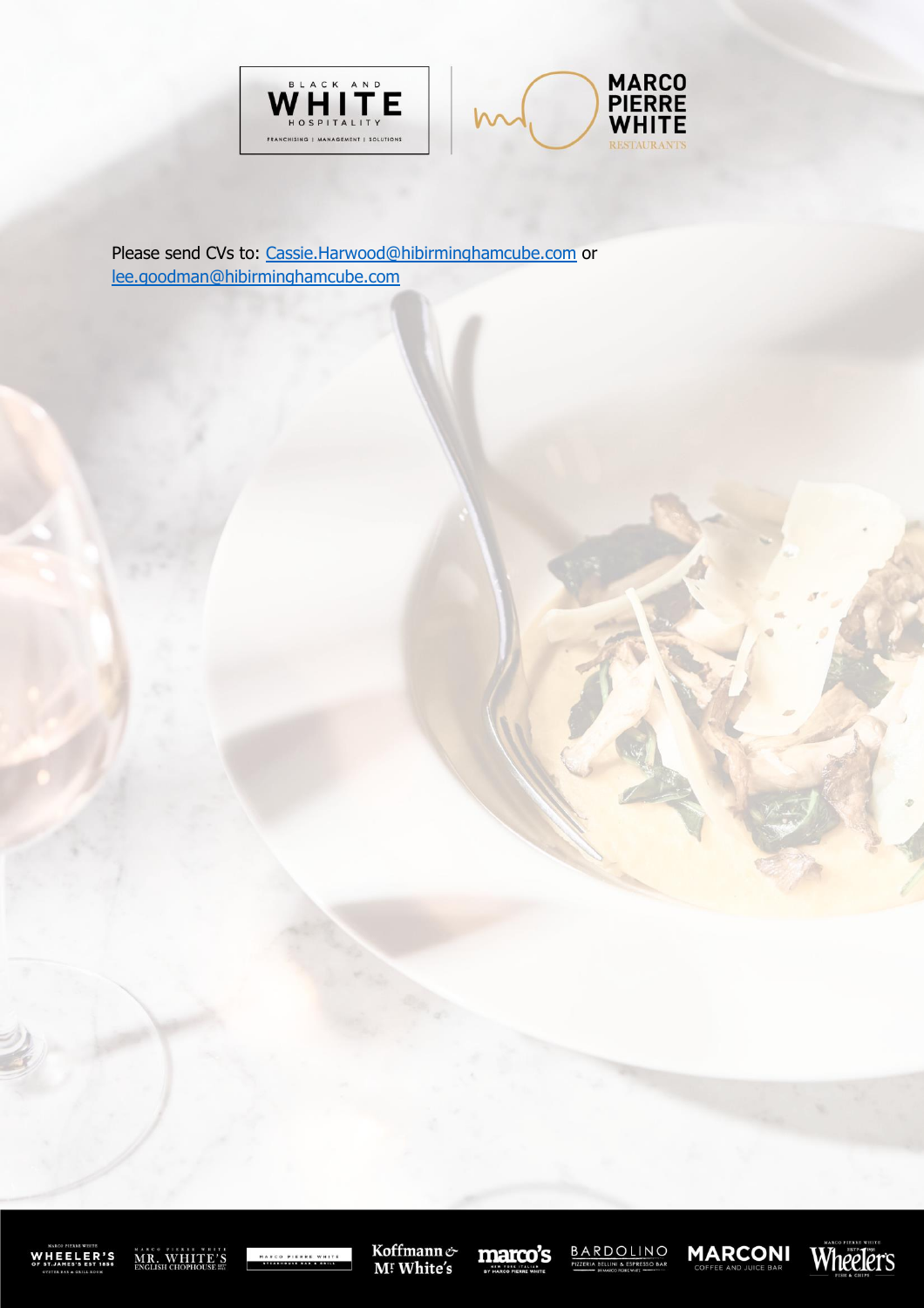Please send CVs to: Cassie.Harwood@hibirminghamcube.com or lee.goodman@hibirminghamcube.com